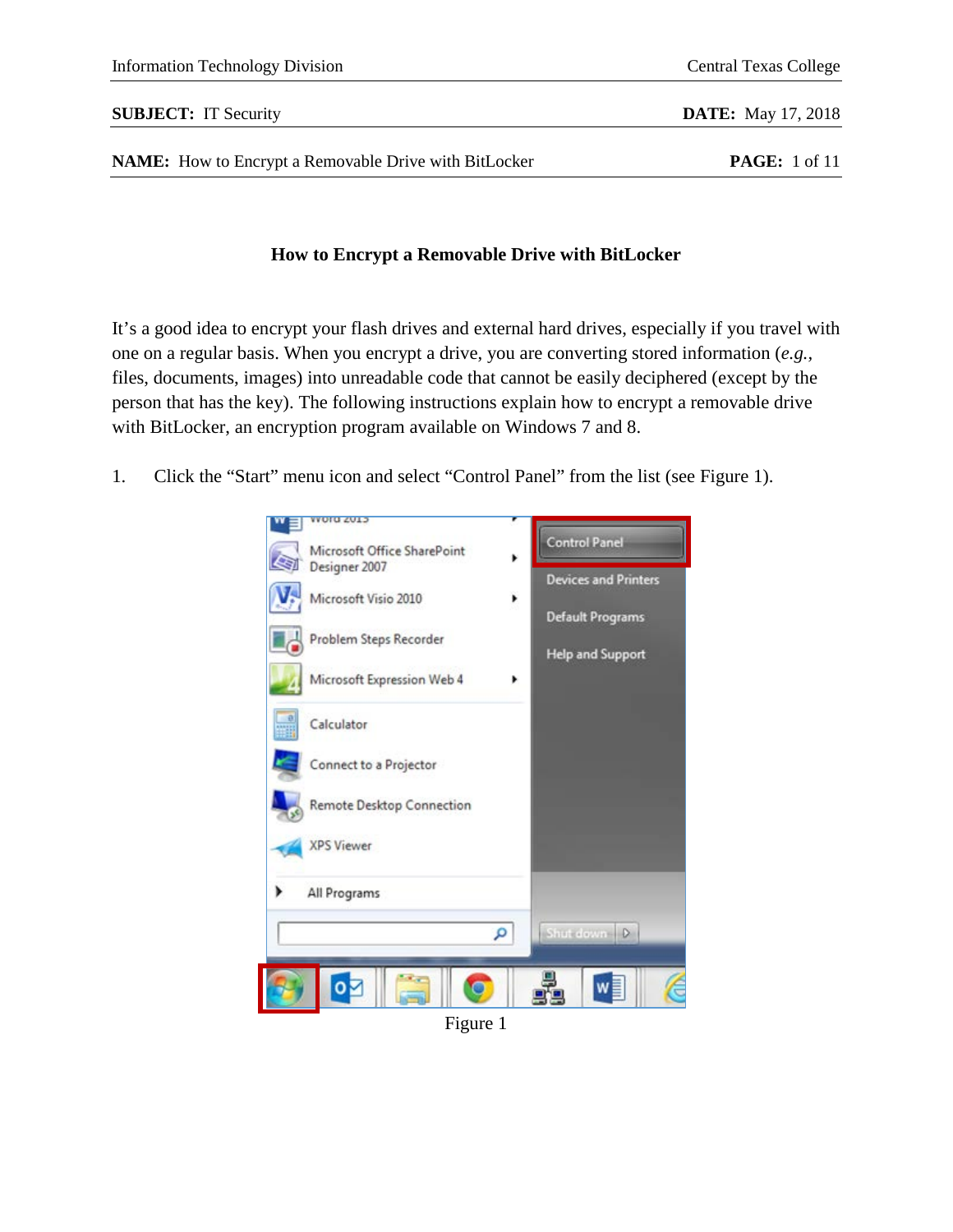# How to Encrypt a Removable Drive with BitLocker

It's a good idea to encrypt your flash drives and external hard drives, especially if you travel with one on a regular basis. When you encrypt a drive, you are converting stored information (*e.g.*, files, documents, images) into unreadable code that cannot be easily deciphered (except by the person that has the key). The following instructions explain how to encrypt a removable drive with BitLocker, an encryption program available on Windows 7 and 8.

1. Click the "Start" menu icon and select "Control Panel" from the list (see Figure 1).

Figure 1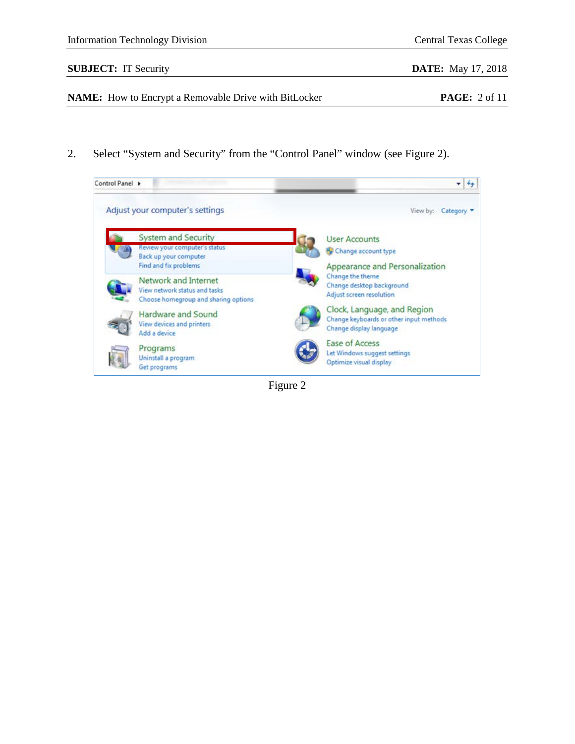2. Select “System and Security” from the “Control Panel” window (see Figure 2).

Figure 2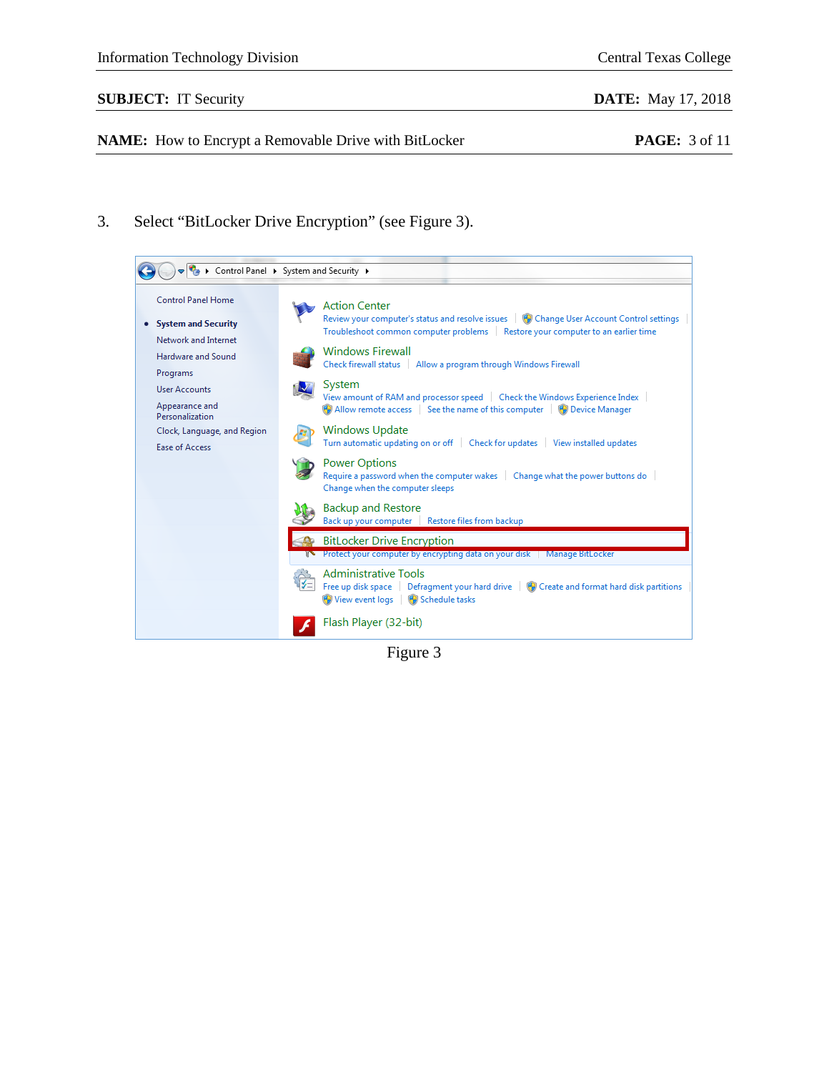3. Select “BitLocker Drive Encryption” (see Figure 3).

Figure 3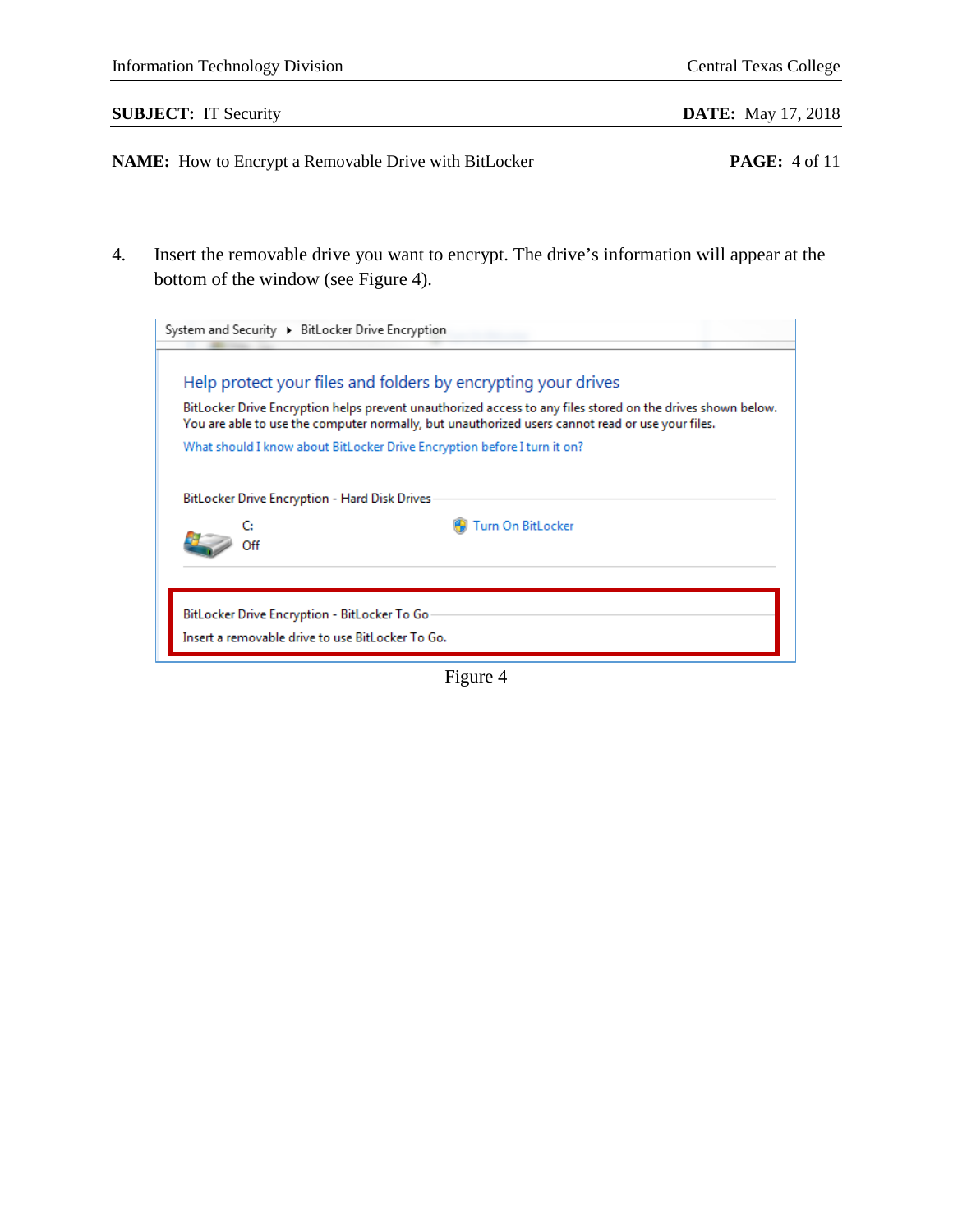4. Insert the removable drive you want to encrypt. The drive's information will appear at the bottom of the window (see Figure 4).

System and Security ▸ BitLocker Drive Encryption

Help protect your files and folders by encrypting your drives

BitLocker Drive Encryption helps prevent unauthorized access to any files stored on the drives shown below. You are able to use the computer normally, but unauthorized users cannot read or use your files.

What should I know about BitLocker Drive Encryption before I turn it on?

BitLocker Drive Encryption - Hard Disk Drives

C:
Off

Turn On BitLocker

BitLocker Drive Encryption - BitLocker To Go

Insert a removable drive to use BitLocker To Go.

Figure 4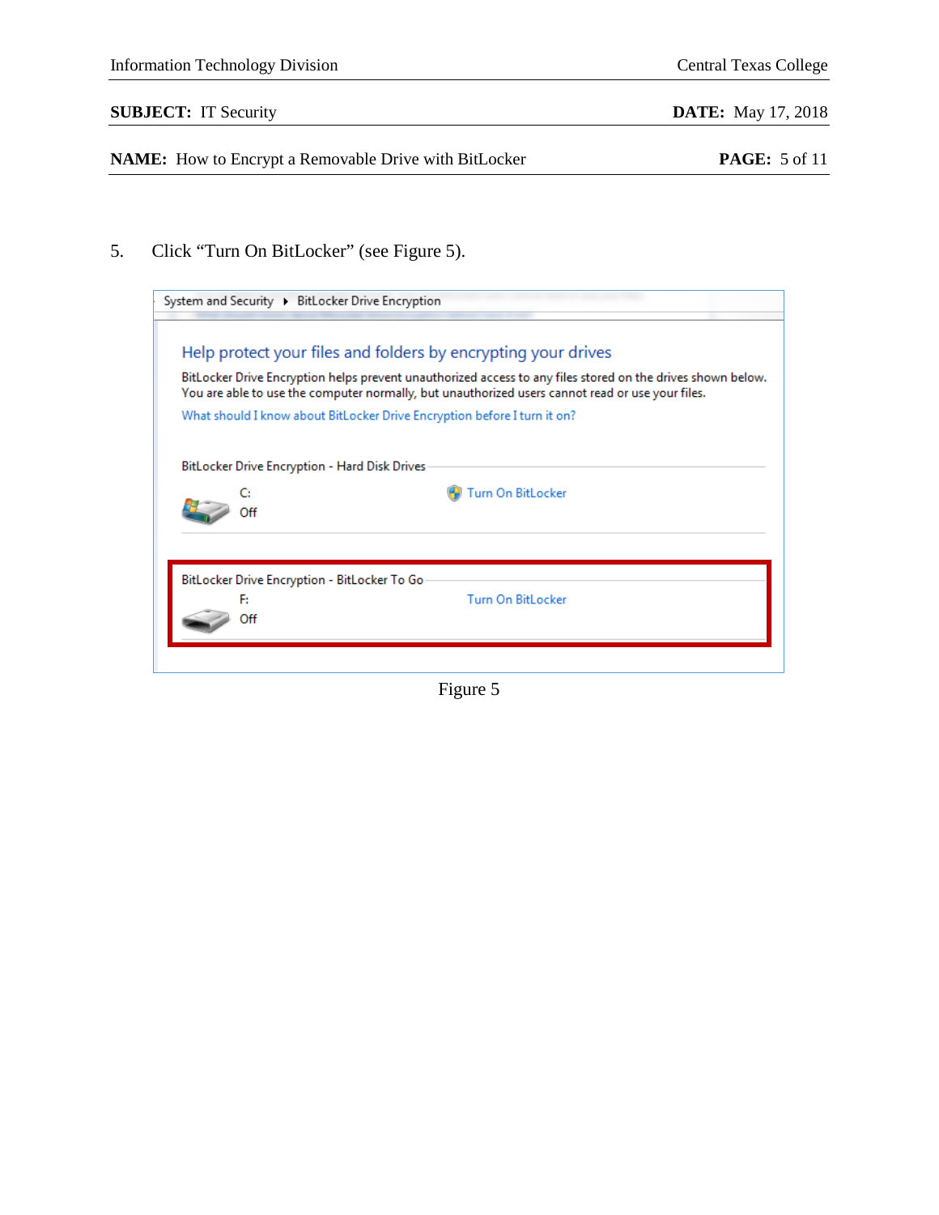5. Click “Turn On BitLocker” (see Figure 5).

Figure 5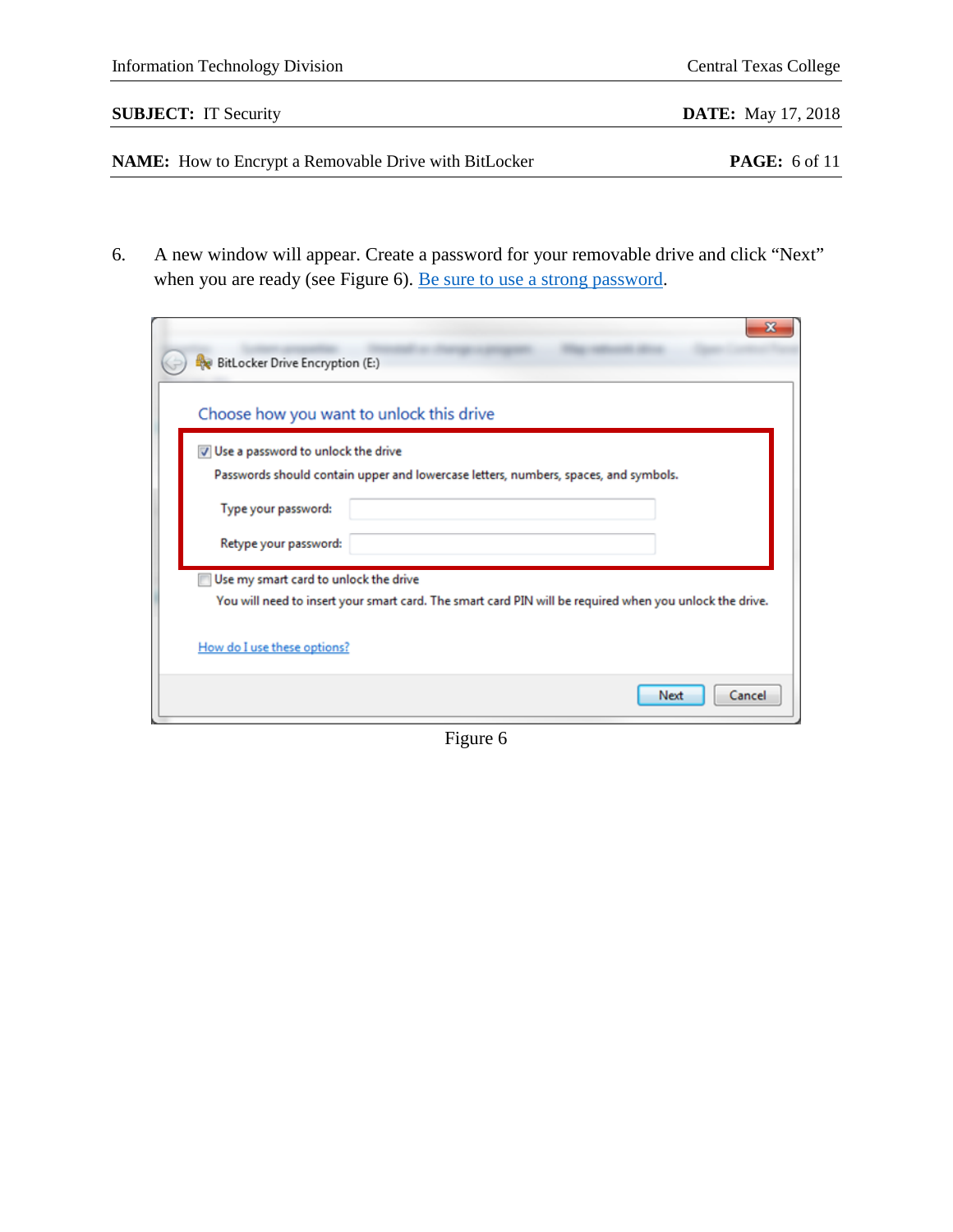6. A new window will appear. Create a password for your removable drive and click "Next" when you are ready (see Figure 6). [Be sure to use a strong password](#).

Figure 6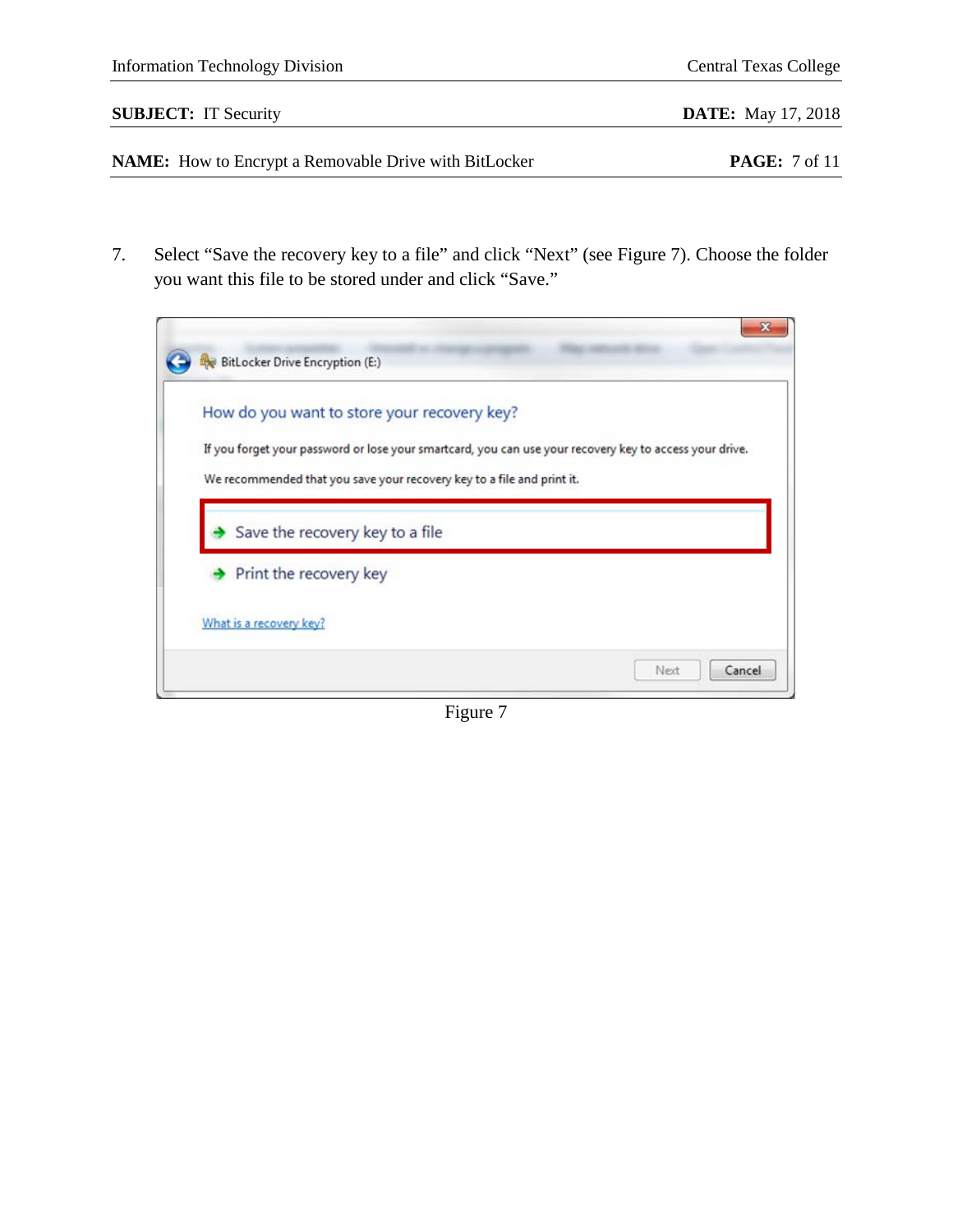7. Select “Save the recovery key to a file” and click “Next” (see Figure 7). Choose the folder you want this file to be stored under and click “Save.”

Figure 7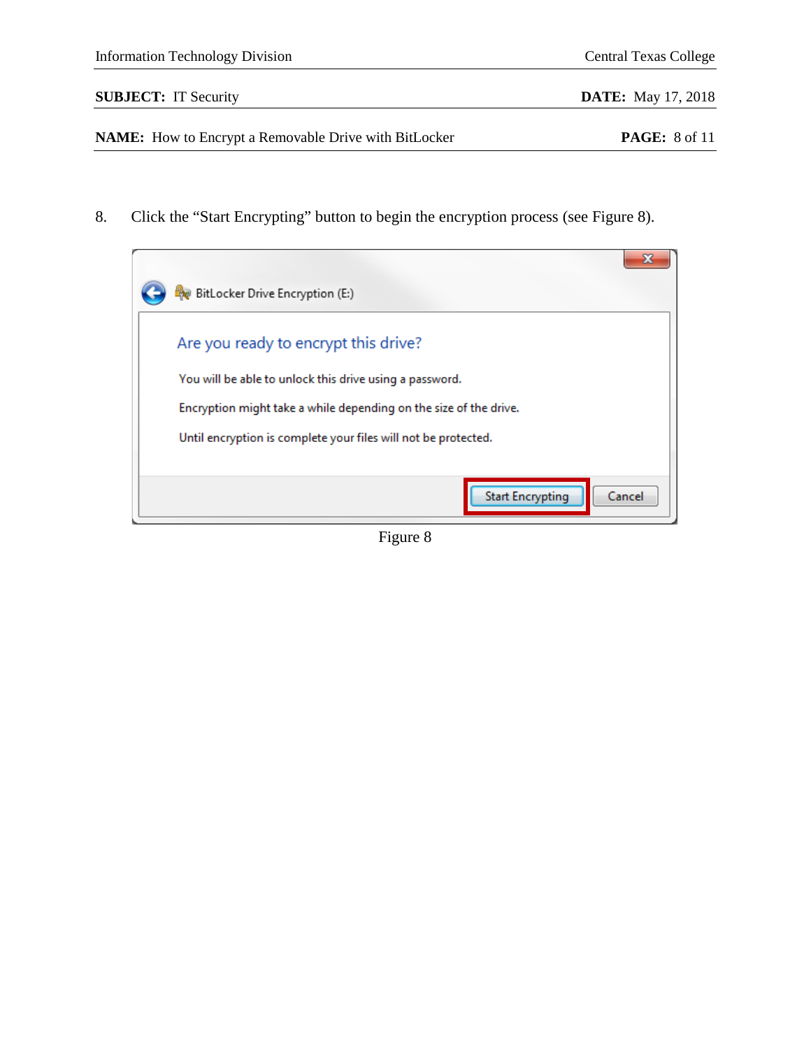8. Click the “Start Encrypting” button to begin the encryption process (see Figure 8).

Figure 8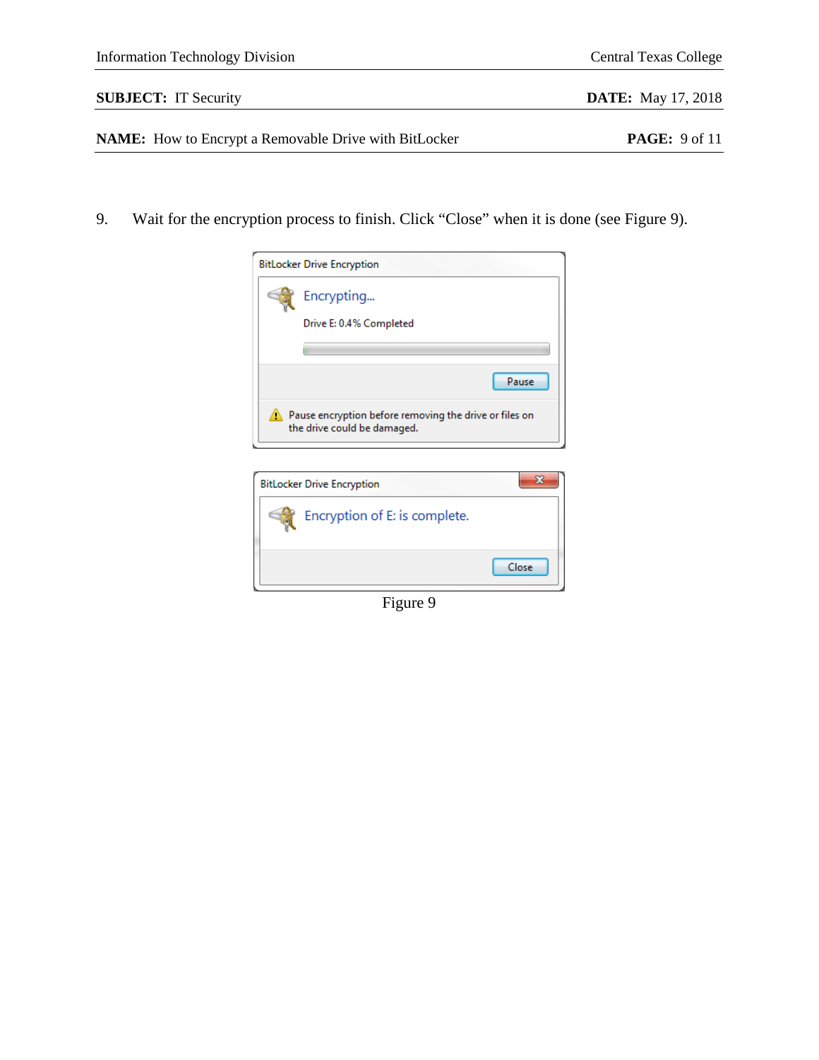9. Wait for the encryption process to finish. Click "Close" when it is done (see Figure 9).

Figure 9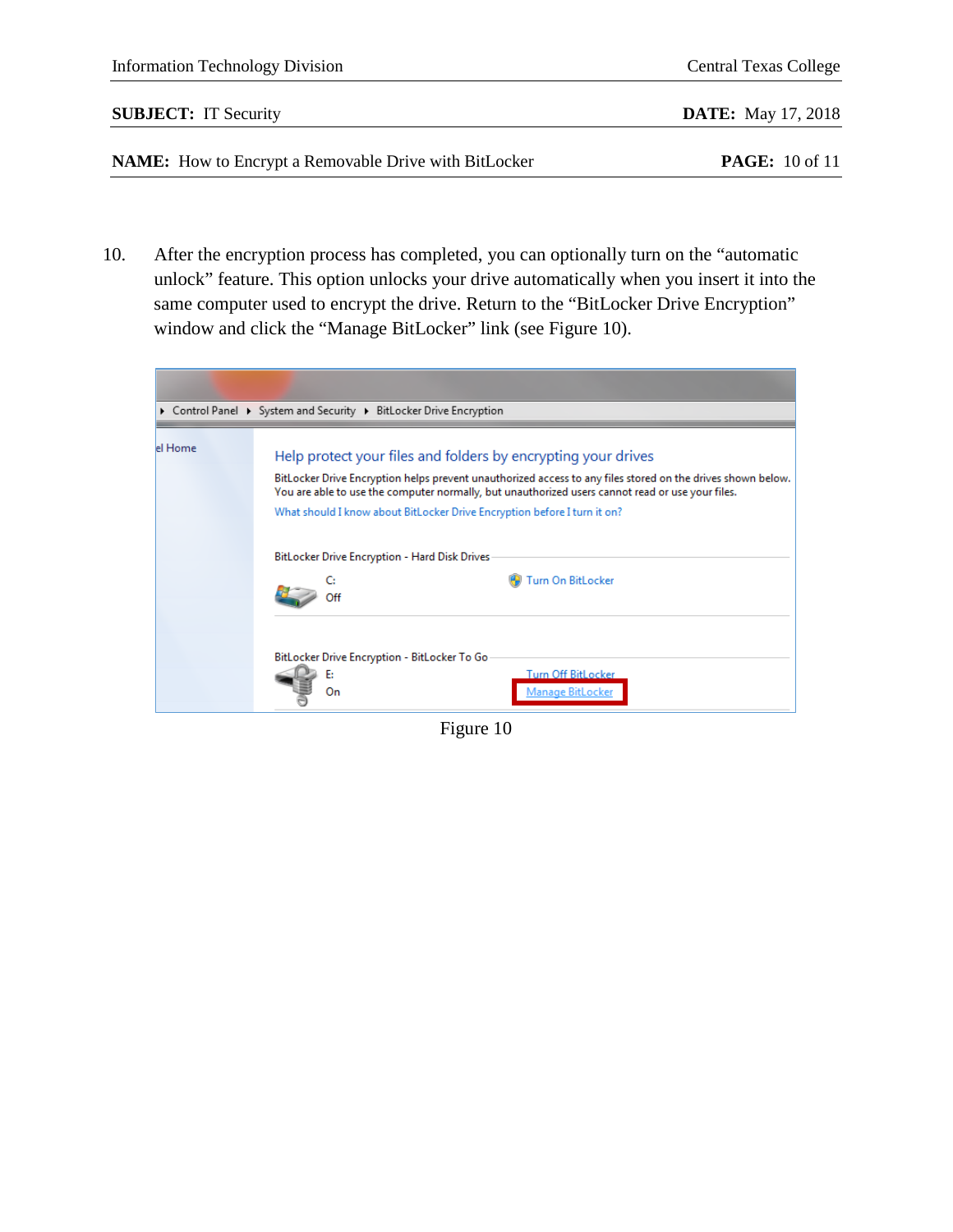10. After the encryption process has completed, you can optionally turn on the "automatic unlock" feature. This option unlocks your drive automatically when you insert it into the same computer used to encrypt the drive. Return to the "BitLocker Drive Encryption" window and click the "Manage BitLocker" link (see Figure 10).

Figure 10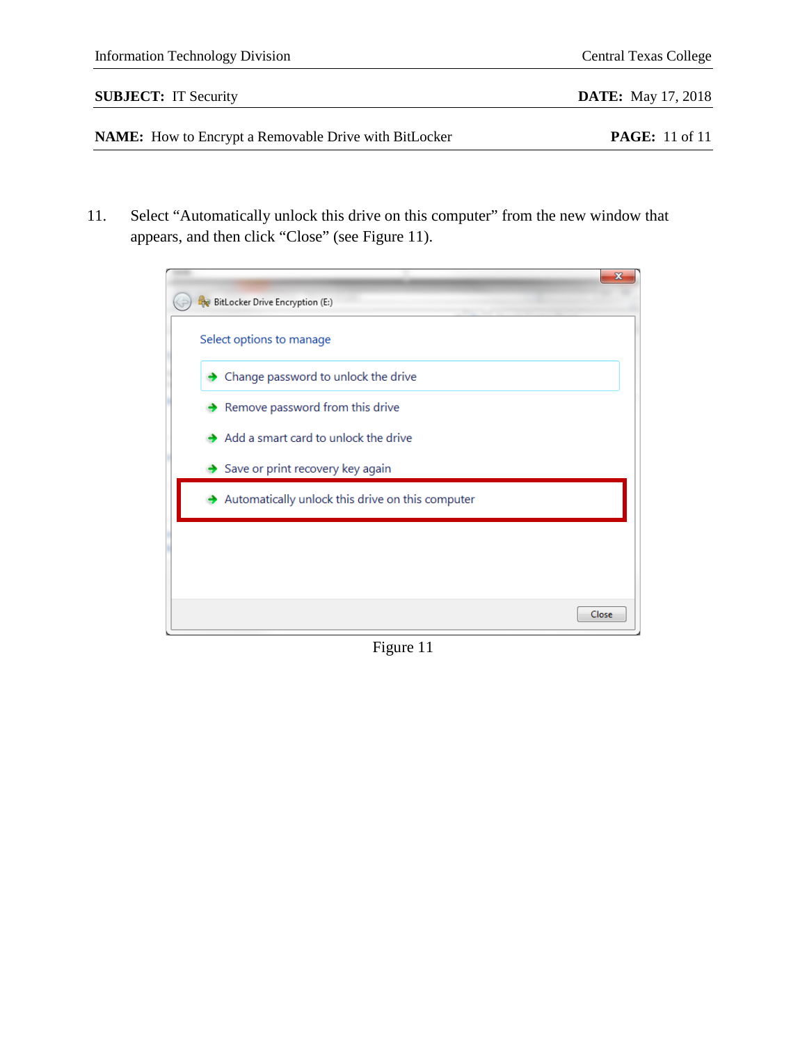11. Select “Automatically unlock this drive on this computer” from the new window that appears, and then click “Close” (see Figure 11).

Figure 11